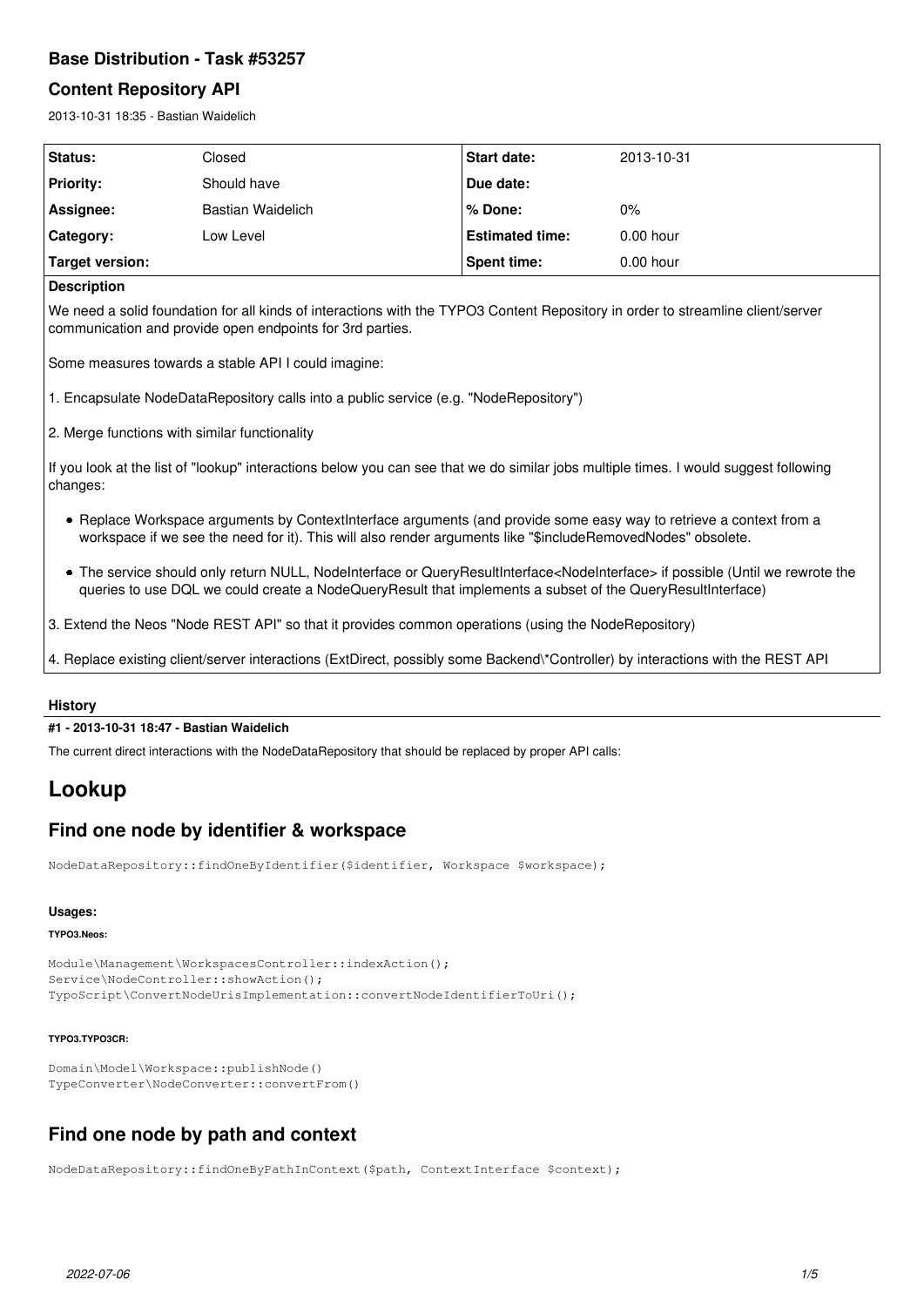# Base Distribution - Task #53257

## Content Repository API

2013-10-31 18:35 - Bastian Waidelich

| Status: | Closed | Start date: | 2013-10-31 |
|---|---|---|---|
| Priority: | Should have | Due date: | |
| Assignee: | Bastian Waidelich | % Done: | 0% |
| Category: | Low Level | Estimated time: | 0.00 hour |
| Target version: | | Spent time: | 0.00 hour |

**Description**

We need a solid foundation for all kinds of interactions with the TYPO3 Content Repository in order to streamline client/server communication and provide open endpoints for 3rd parties.

Some measures towards a stable API I could imagine:

1. Encapsulate NodeDataRepository calls into a public service (e.g. "NodeRepository")

2. Merge functions with similar functionality

If you look at the list of "lookup" interactions below you can see that we do similar jobs multiple times. I would suggest following changes:

- Replace Workspace arguments by ContextInterface arguments (and provide some easy way to retrieve a context from a workspace if we see the need for it). This will also render arguments like "$includeRemovedNodes" obsolete.
- The service should only return NULL, NodeInterface or QueryResultInterface<NodeInterface> if possible (Until we rewrote the queries to use DQL we could create a NodeQueryResult that implements a subset of the QueryResultInterface)

3. Extend the Neos "Node REST API" so that it provides common operations (using the NodeRepository)

4. Replace existing client/server interactions (ExtDirect, possibly some Backend\*Controller) by interactions with the REST API

**History**

**#1 - 2013-10-31 18:47 - Bastian Waidelich**

The current direct interactions with the NodeDataRepository that should be replaced by proper API calls:

# Lookup

## Find one node by identifier & workspace

```
NodeDataRepository::findOneByIdentifier($identifier, Workspace $workspace);
```

**Usages:**

**TYPO3.Neos:**

```
Module\Management\WorkspacesController::indexAction();
Service\NodeController::showAction();
TypoScript\ConvertNodeUrisImplementation::convertNodeIdentifierToUri();
```

**TYPO3.TYPO3CR:**

```
Domain\Model\Workspace::publishNode()
TypeConverter\NodeConverter::convertFrom()
```

## Find one node by path and context

```
NodeDataRepository::findOneByPathInContext($path, ContextInterface $context);
```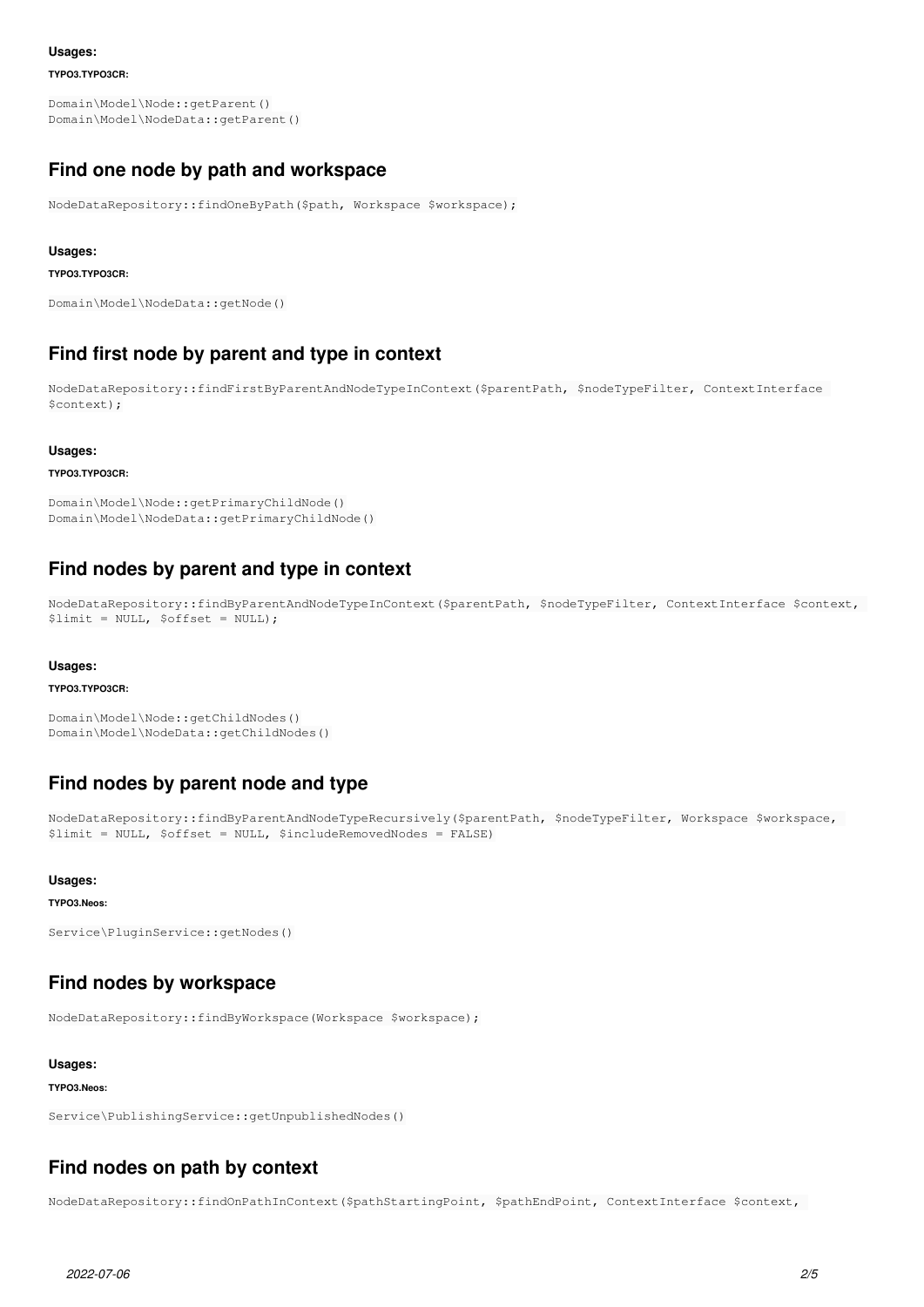**Usages:**

**TYPO3.TYPO3CR:**

```
Domain\Model\Node::getParent()
Domain\Model\NodeData::getParent()
```

## Find one node by path and workspace

```
NodeDataRepository::findOneByPath($path, Workspace $workspace);
```

**Usages:**

**TYPO3.TYPO3CR:**

```
Domain\Model\NodeData::getNode()
```

## Find first node by parent and type in context

```
NodeDataRepository::findFirstByParentAndNodeTypeInContext($parentPath, $nodeTypeFilter, ContextInterface $context);
```

**Usages:**

**TYPO3.TYPO3CR:**

```
Domain\Model\Node::getPrimaryChildNode()
Domain\Model\NodeData::getPrimaryChildNode()
```

## Find nodes by parent and type in context

```
NodeDataRepository::findByParentAndNodeTypeInContext($parentPath, $nodeTypeFilter, ContextInterface $context, $limit = NULL, $offset = NULL);
```

**Usages:**

**TYPO3.TYPO3CR:**

```
Domain\Model\Node::getChildNodes()
Domain\Model\NodeData::getChildNodes()
```

## Find nodes by parent node and type

```
NodeDataRepository::findByParentAndNodeTypeRecursively($parentPath, $nodeTypeFilter, Workspace $workspace, $limit = NULL, $offset = NULL, $includeRemovedNodes = FALSE)
```

**Usages:**

**TYPO3.Neos:**

```
Service\PluginService::getNodes()
```

## Find nodes by workspace

```
NodeDataRepository::findByWorkspace(Workspace $workspace);
```

**Usages:**

**TYPO3.Neos:**

```
Service\PublishingService::getUnpublishedNodes()
```

## Find nodes on path by context

```
NodeDataRepository::findOnPathInContext($pathStartingPoint, $pathEndPoint, ContextInterface $context,
```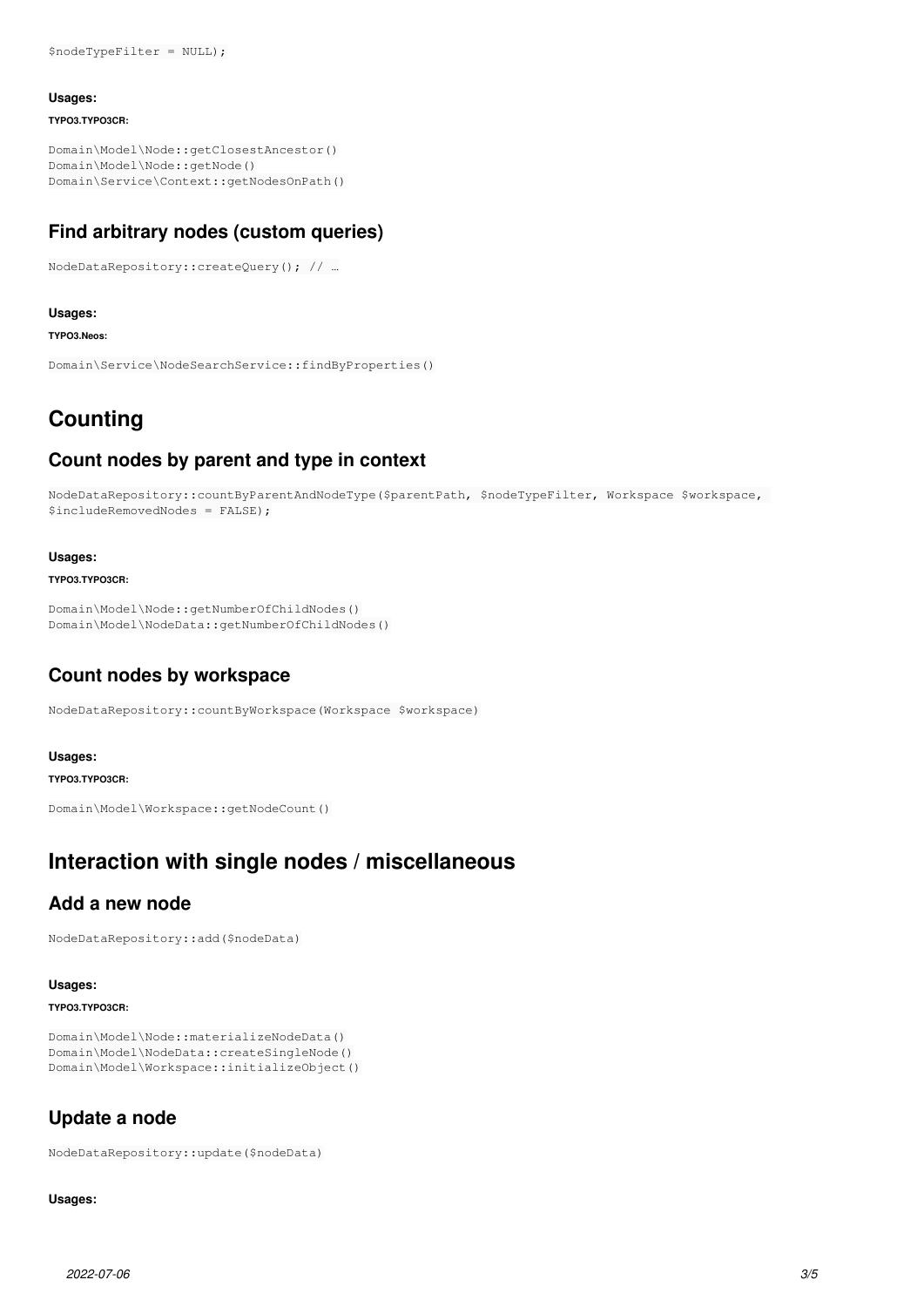```
$nodeTypeFilter = NULL);
```

**Usages:**

**TYPO3.TYPO3CR:**

```
Domain\Model\Node::getClosestAncestor()
Domain\Model\Node::getNode()
Domain\Service\Context::getNodesOnPath()
```

### Find arbitrary nodes (custom queries)

```
NodeDataRepository::createQuery(); // …
```

**Usages:**

**TYPO3.Neos:**

```
Domain\Service\NodeSearchService::findByProperties()
```

## Counting

### Count nodes by parent and type in context

```
NodeDataRepository::countByParentAndNodeType($parentPath, $nodeTypeFilter, Workspace $workspace, 
$includeRemovedNodes = FALSE);
```

**Usages:**

**TYPO3.TYPO3CR:**

```
Domain\Model\Node::getNumberOfChildNodes()
Domain\Model\NodeData::getNumberOfChildNodes()
```

### Count nodes by workspace

```
NodeDataRepository::countByWorkspace(Workspace $workspace)
```

**Usages:**

**TYPO3.TYPO3CR:**

```
Domain\Model\Workspace::getNodeCount()
```

## Interaction with single nodes / miscellaneous

### Add a new node

```
NodeDataRepository::add($nodeData)
```

**Usages:**

**TYPO3.TYPO3CR:**

```
Domain\Model\Node::materializeNodeData()
Domain\Model\NodeData::createSingleNode()
Domain\Model\Workspace::initializeObject()
```

### Update a node

```
NodeDataRepository::update($nodeData)
```

**Usages:**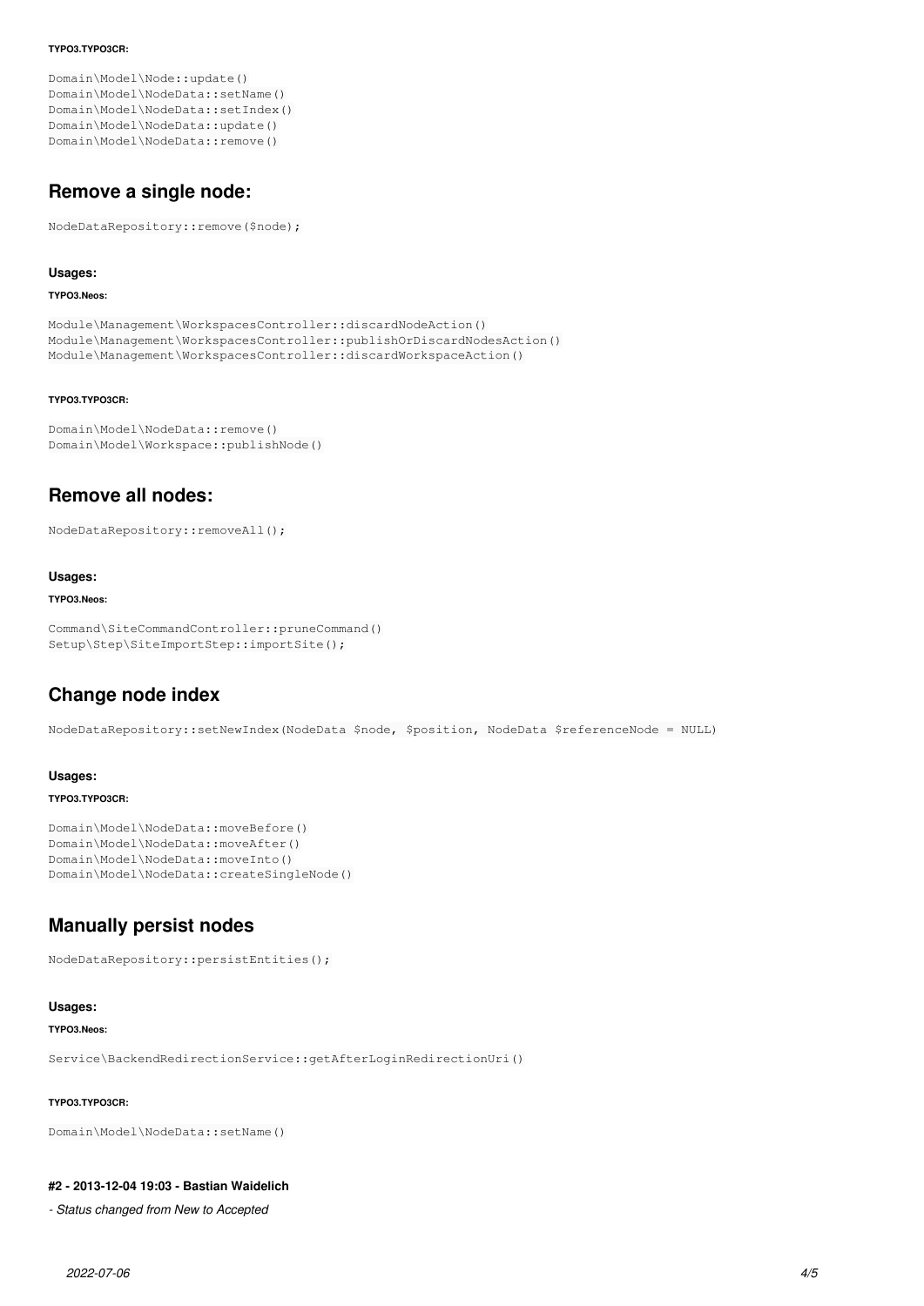**TYPO3.TYPO3CR:**

```
Domain\Model\Node::update()
Domain\Model\NodeData::setName()
Domain\Model\NodeData::setIndex()
Domain\Model\NodeData::update()
Domain\Model\NodeData::remove()
```

## Remove a single node:

```
NodeDataRepository::remove($node);
```

#### Usages:

**TYPO3.Neos:**

```
Module\Management\WorkspacesController::discardNodeAction()
Module\Management\WorkspacesController::publishOrDiscardNodesAction()
Module\Management\WorkspacesController::discardWorkspaceAction()
```

**TYPO3.TYPO3CR:**

```
Domain\Model\NodeData::remove()
Domain\Model\Workspace::publishNode()
```

## Remove all nodes:

```
NodeDataRepository::removeAll();
```

#### Usages:

**TYPO3.Neos:**

```
Command\SiteCommandController::pruneCommand()
Setup\Step\SiteImportStep::importSite();
```

## Change node index

```
NodeDataRepository::setNewIndex(NodeData $node, $position, NodeData $referenceNode = NULL)
```

#### Usages:

**TYPO3.TYPO3CR:**

```
Domain\Model\NodeData::moveBefore()
Domain\Model\NodeData::moveAfter()
Domain\Model\NodeData::moveInto()
Domain\Model\NodeData::createSingleNode()
```

## Manually persist nodes

```
NodeDataRepository::persistEntities();
```

#### Usages:

**TYPO3.Neos:**

```
Service\BackendRedirectionService::getAfterLoginRedirectionUri()
```

**TYPO3.TYPO3CR:**

```
Domain\Model\NodeData::setName()
```

#### #2 - 2013-12-04 19:03 - Bastian Waidelich

*- Status changed from New to Accepted*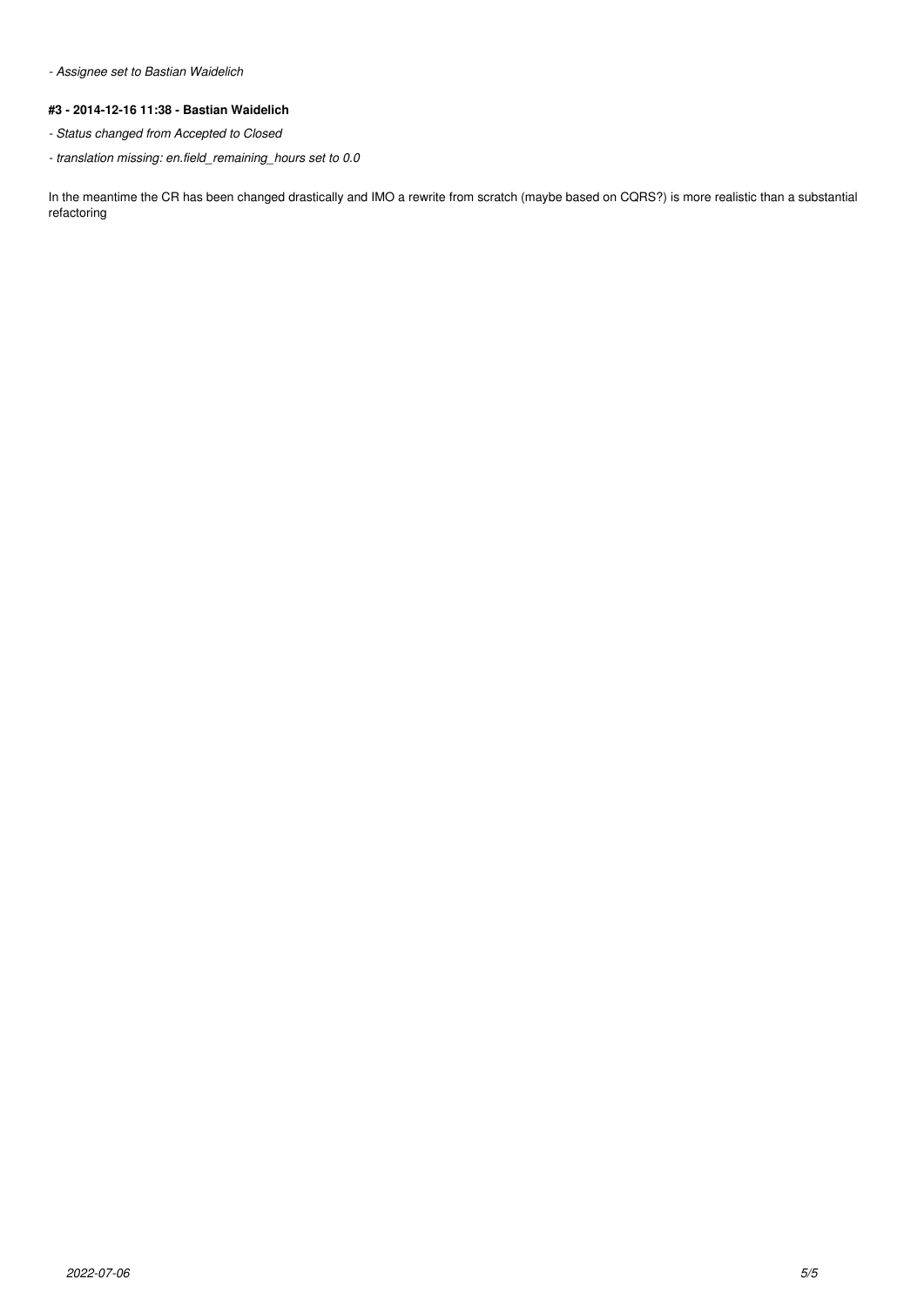*- Assignee set to Bastian Waidelich*

**#3 - 2014-12-16 11:38 - Bastian Waidelich**

*- Status changed from Accepted to Closed*

*- translation missing: en.field_remaining_hours set to 0.0*

In the meantime the CR has been changed drastically and IMO a rewrite from scratch (maybe based on CQRS?) is more realistic than a substantial refactoring